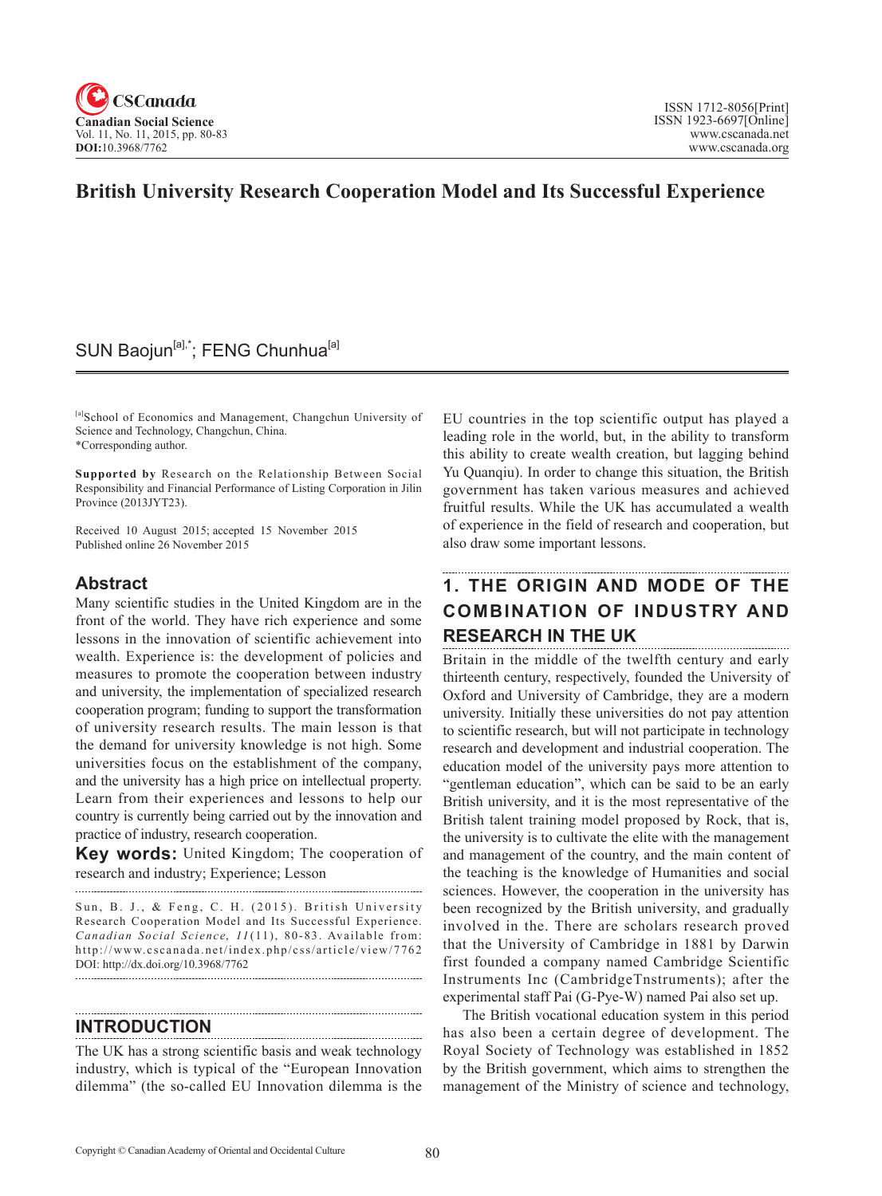# British University Research Cooperation Model and Its Successful Experience

SUN Baojun[a],*; FENG Chunhua[a]

[a]School of Economics and Management, Changchun University of Science and Technology, Changchun, China.
*Corresponding author.

**Supported by** Research on the Relationship Between Social Responsibility and Financial Performance of Listing Corporation in Jilin Province (2013JYT23).

Received 10 August 2015; accepted 15 November 2015
Published online 26 November 2015

## Abstract

Many scientific studies in the United Kingdom are in the front of the world. They have rich experience and some lessons in the innovation of scientific achievement into wealth. Experience is: the development of policies and measures to promote the cooperation between industry and university, the implementation of specialized research cooperation program; funding to support the transformation of university research results. The main lesson is that the demand for university knowledge is not high. Some universities focus on the establishment of the company, and the university has a high price on intellectual property. Learn from their experiences and lessons to help our country is currently being carried out by the innovation and practice of industry, research cooperation.

**Key words:** United Kingdom; The cooperation of research and industry; Experience; Lesson

Sun, B. J., & Feng, C. H. (2015). British University Research Cooperation Model and Its Successful Experience. *Canadian Social Science, 11*(11), 80-83. Available from: http://www.cscanada.net/index.php/css/article/view/7762 DOI: http://dx.doi.org/10.3968/7762

## INTRODUCTION

The UK has a strong scientific basis and weak technology industry, which is typical of the "European Innovation dilemma" (the so-called EU Innovation dilemma is the EU countries in the top scientific output has played a leading role in the world, but, in the ability to transform this ability to create wealth creation, but lagging behind Yu Quanqiu). In order to change this situation, the British government has taken various measures and achieved fruitful results. While the UK has accumulated a wealth of experience in the field of research and cooperation, but also draw some important lessons.

## 1. THE ORIGIN AND MODE OF THE COMBINATION OF INDUSTRY AND RESEARCH IN THE UK

Britain in the middle of the twelfth century and early thirteenth century, respectively, founded the University of Oxford and University of Cambridge, they are a modern university. Initially these universities do not pay attention to scientific research, but will not participate in technology research and development and industrial cooperation. The education model of the university pays more attention to "gentleman education", which can be said to be an early British university, and it is the most representative of the British talent training model proposed by Rock, that is, the university is to cultivate the elite with the management and management of the country, and the main content of the teaching is the knowledge of Humanities and social sciences. However, the cooperation in the university has been recognized by the British university, and gradually involved in the. There are scholars research proved that the University of Cambridge in 1881 by Darwin first founded a company named Cambridge Scientific Instruments Inc (CambridgeTnstruments); after the experimental staff Pai (G-Pye-W) named Pai also set up.

The British vocational education system in this period has also been a certain degree of development. The Royal Society of Technology was established in 1852 by the British government, which aims to strengthen the management of the Ministry of science and technology,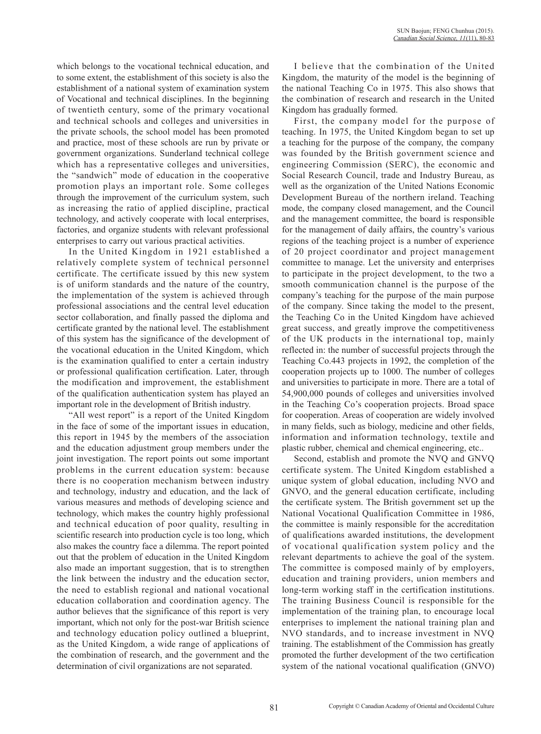which belongs to the vocational technical education, and to some extent, the establishment of this society is also the establishment of a national system of examination system of Vocational and technical disciplines. In the beginning of twentieth century, some of the primary vocational and technical schools and colleges and universities in the private schools, the school model has been promoted and practice, most of these schools are run by private or government organizations. Sunderland technical college which has a representative colleges and universities, the "sandwich" mode of education in the cooperative promotion plays an important role. Some colleges through the improvement of the curriculum system, such as increasing the ratio of applied discipline, practical technology, and actively cooperate with local enterprises, factories, and organize students with relevant professional enterprises to carry out various practical activities.

In the United Kingdom in 1921 established a relatively complete system of technical personnel certificate. The certificate issued by this new system is of uniform standards and the nature of the country, the implementation of the system is achieved through professional associations and the central level education sector collaboration, and finally passed the diploma and certificate granted by the national level. The establishment of this system has the significance of the development of the vocational education in the United Kingdom, which is the examination qualified to enter a certain industry or professional qualification certification. Later, through the modification and improvement, the establishment of the qualification authentication system has played an important role in the development of British industry.

"All west report" is a report of the United Kingdom in the face of some of the important issues in education, this report in 1945 by the members of the association and the education adjustment group members under the joint investigation. The report points out some important problems in the current education system: because there is no cooperation mechanism between industry and technology, industry and education, and the lack of various measures and methods of developing science and technology, which makes the country highly professional and technical education of poor quality, resulting in scientific research into production cycle is too long, which also makes the country face a dilemma. The report pointed out that the problem of education in the United Kingdom also made an important suggestion, that is to strengthen the link between the industry and the education sector, the need to establish regional and national vocational education collaboration and coordination agency. The author believes that the significance of this report is very important, which not only for the post-war British science and technology education policy outlined a blueprint, as the United Kingdom, a wide range of applications of the combination of research, and the government and the determination of civil organizations are not separated.

I believe that the combination of the United Kingdom, the maturity of the model is the beginning of the national Teaching Co in 1975. This also shows that the combination of research and research in the United Kingdom has gradually formed.

First, the company model for the purpose of teaching. In 1975, the United Kingdom began to set up a teaching for the purpose of the company, the company was founded by the British government science and engineering Commission (SERC), the economic and Social Research Council, trade and Industry Bureau, as well as the organization of the United Nations Economic Development Bureau of the northern ireland. Teaching mode, the company closed management, and the Council and the management committee, the board is responsible for the management of daily affairs, the country's various regions of the teaching project is a number of experience of 20 project coordinator and project management committee to manage. Let the university and enterprises to participate in the project development, to the two a smooth communication channel is the purpose of the company's teaching for the purpose of the main purpose of the company. Since taking the model to the present, the Teaching Co in the United Kingdom have achieved great success, and greatly improve the competitiveness of the UK products in the international top, mainly reflected in: the number of successful projects through the Teaching Co.443 projects in 1992, the completion of the cooperation projects up to 1000. The number of colleges and universities to participate in more. There are a total of 54,900,000 pounds of colleges and universities involved in the Teaching Co's cooperation projects. Broad space for cooperation. Areas of cooperation are widely involved in many fields, such as biology, medicine and other fields, information and information technology, textile and plastic rubber, chemical and chemical engineering, etc..

Second, establish and promote the NVQ and GNVQ certificate system. The United Kingdom established a unique system of global education, including NVO and GNVO, and the general education certificate, including the certificate system. The British government set up the National Vocational Qualification Committee in 1986, the committee is mainly responsible for the accreditation of qualifications awarded institutions, the development of vocational qualification system policy and the relevant departments to achieve the goal of the system. The committee is composed mainly of by employers, education and training providers, union members and long-term working staff in the certification institutions. The training Business Council is responsible for the implementation of the training plan, to encourage local enterprises to implement the national training plan and NVO standards, and to increase investment in NVQ training. The establishment of the Commission has greatly promoted the further development of the two certification system of the national vocational qualification (GNVO)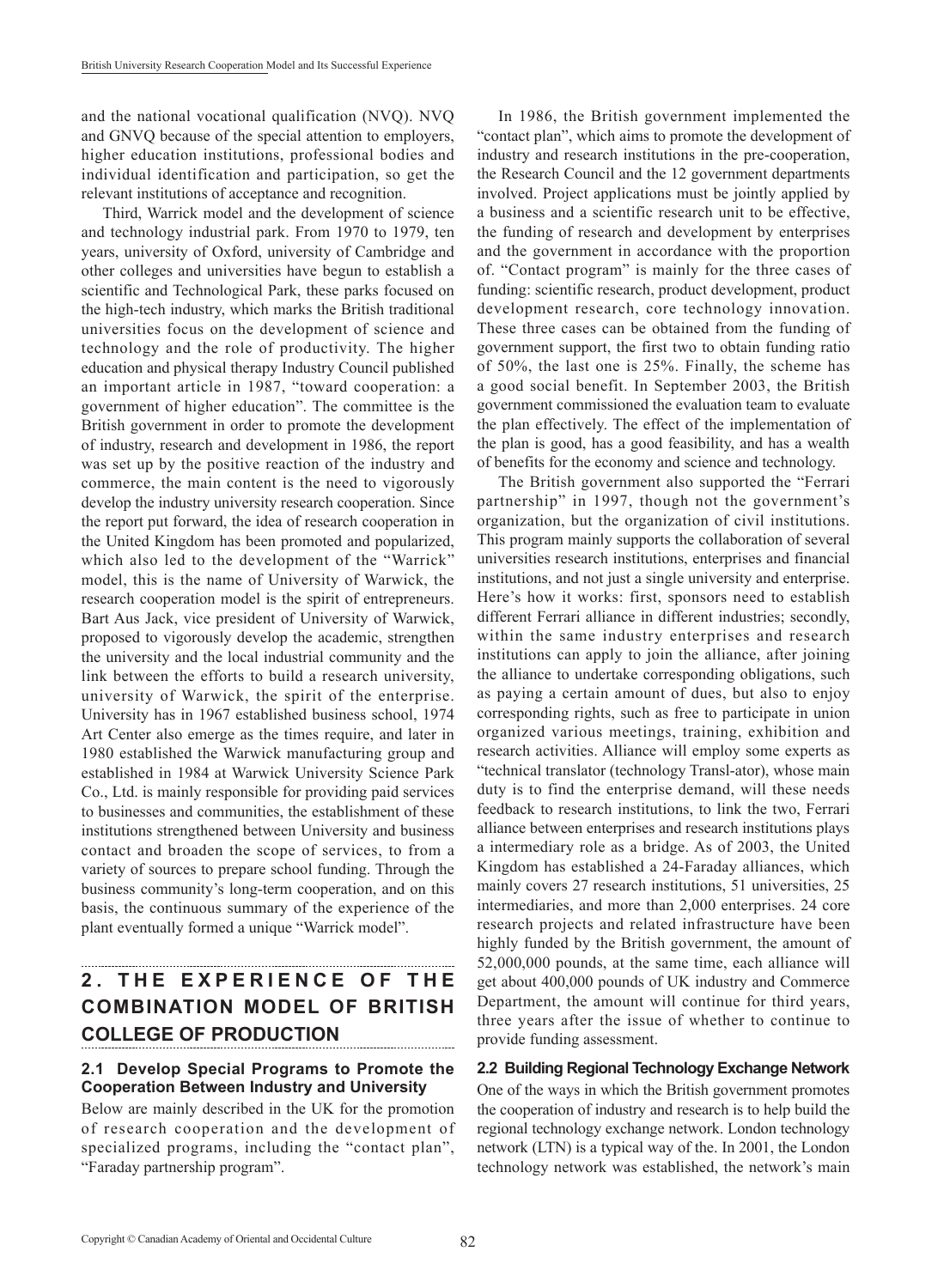and the national vocational qualification (NVQ). NVQ and GNVQ because of the special attention to employers, higher education institutions, professional bodies and individual identification and participation, so get the relevant institutions of acceptance and recognition.

Third, Warrick model and the development of science and technology industrial park. From 1970 to 1979, ten years, university of Oxford, university of Cambridge and other colleges and universities have begun to establish a scientific and Technological Park, these parks focused on the high-tech industry, which marks the British traditional universities focus on the development of science and technology and the role of productivity. The higher education and physical therapy Industry Council published an important article in 1987, "toward cooperation: a government of higher education". The committee is the British government in order to promote the development of industry, research and development in 1986, the report was set up by the positive reaction of the industry and commerce, the main content is the need to vigorously develop the industry university research cooperation. Since the report put forward, the idea of research cooperation in the United Kingdom has been promoted and popularized, which also led to the development of the "Warrick" model, this is the name of University of Warwick, the research cooperation model is the spirit of entrepreneurs. Bart Aus Jack, vice president of University of Warwick, proposed to vigorously develop the academic, strengthen the university and the local industrial community and the link between the efforts to build a research university, university of Warwick, the spirit of the enterprise. University has in 1967 established business school, 1974 Art Center also emerge as the times require, and later in 1980 established the Warwick manufacturing group and established in 1984 at Warwick University Science Park Co., Ltd. is mainly responsible for providing paid services to businesses and communities, the establishment of these institutions strengthened between University and business contact and broaden the scope of services, to from a variety of sources to prepare school funding. Through the business community's long-term cooperation, and on this basis, the continuous summary of the experience of the plant eventually formed a unique "Warrick model".

## 2. THE EXPERIENCE OF THE COMBINATION MODEL OF BRITISH COLLEGE OF PRODUCTION

### 2.1 Develop Special Programs to Promote the Cooperation Between Industry and University

Below are mainly described in the UK for the promotion of research cooperation and the development of specialized programs, including the "contact plan", "Faraday partnership program".

In 1986, the British government implemented the "contact plan", which aims to promote the development of industry and research institutions in the pre-cooperation, the Research Council and the 12 government departments involved. Project applications must be jointly applied by a business and a scientific research unit to be effective, the funding of research and development by enterprises and the government in accordance with the proportion of. "Contact program" is mainly for the three cases of funding: scientific research, product development, product development research, core technology innovation. These three cases can be obtained from the funding of government support, the first two to obtain funding ratio of 50%, the last one is 25%. Finally, the scheme has a good social benefit. In September 2003, the British government commissioned the evaluation team to evaluate the plan effectively. The effect of the implementation of the plan is good, has a good feasibility, and has a wealth of benefits for the economy and science and technology.

The British government also supported the "Ferrari partnership" in 1997, though not the government's organization, but the organization of civil institutions. This program mainly supports the collaboration of several universities research institutions, enterprises and financial institutions, and not just a single university and enterprise. Here's how it works: first, sponsors need to establish different Ferrari alliance in different industries; secondly, within the same industry enterprises and research institutions can apply to join the alliance, after joining the alliance to undertake corresponding obligations, such as paying a certain amount of dues, but also to enjoy corresponding rights, such as free to participate in union organized various meetings, training, exhibition and research activities. Alliance will employ some experts as "technical translator (technology Transl-ator), whose main duty is to find the enterprise demand, will these needs feedback to research institutions, to link the two, Ferrari alliance between enterprises and research institutions plays a intermediary role as a bridge. As of 2003, the United Kingdom has established a 24-Faraday alliances, which mainly covers 27 research institutions, 51 universities, 25 intermediaries, and more than 2,000 enterprises. 24 core research projects and related infrastructure have been highly funded by the British government, the amount of 52,000,000 pounds, at the same time, each alliance will get about 400,000 pounds of UK industry and Commerce Department, the amount will continue for third years, three years after the issue of whether to continue to provide funding assessment.

### 2.2 Building Regional Technology Exchange Network

One of the ways in which the British government promotes the cooperation of industry and research is to help build the regional technology exchange network. London technology network (LTN) is a typical way of the. In 2001, the London technology network was established, the network's main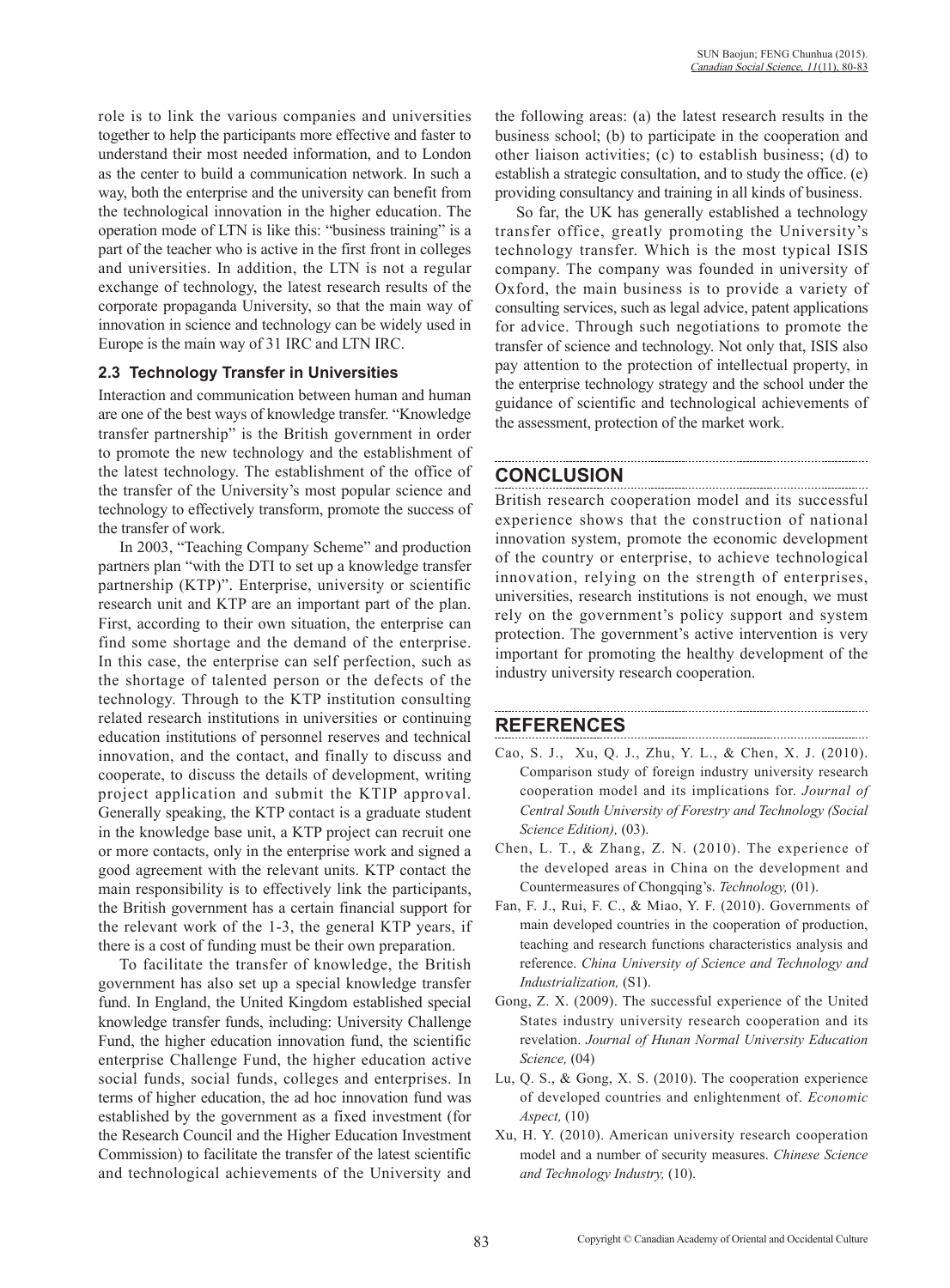role is to link the various companies and universities together to help the participants more effective and faster to understand their most needed information, and to London as the center to build a communication network. In such a way, both the enterprise and the university can benefit from the technological innovation in the higher education. The operation mode of LTN is like this: "business training" is a part of the teacher who is active in the first front in colleges and universities. In addition, the LTN is not a regular exchange of technology, the latest research results of the corporate propaganda University, so that the main way of innovation in science and technology can be widely used in Europe is the main way of 31 IRC and LTN IRC.

### 2.3 Technology Transfer in Universities

Interaction and communication between human and human are one of the best ways of knowledge transfer. "Knowledge transfer partnership" is the British government in order to promote the new technology and the establishment of the latest technology. The establishment of the office of the transfer of the University's most popular science and technology to effectively transform, promote the success of the transfer of work.

In 2003, "Teaching Company Scheme" and production partners plan "with the DTI to set up a knowledge transfer partnership (KTP)". Enterprise, university or scientific research unit and KTP are an important part of the plan. First, according to their own situation, the enterprise can find some shortage and the demand of the enterprise. In this case, the enterprise can self perfection, such as the shortage of talented person or the defects of the technology. Through to the KTP institution consulting related research institutions in universities or continuing education institutions of personnel reserves and technical innovation, and the contact, and finally to discuss and cooperate, to discuss the details of development, writing project application and submit the KTIP approval. Generally speaking, the KTP contact is a graduate student in the knowledge base unit, a KTP project can recruit one or more contacts, only in the enterprise work and signed a good agreement with the relevant units. KTP contact the main responsibility is to effectively link the participants, the British government has a certain financial support for the relevant work of the 1-3, the general KTP years, if there is a cost of funding must be their own preparation.

To facilitate the transfer of knowledge, the British government has also set up a special knowledge transfer fund. In England, the United Kingdom established special knowledge transfer funds, including: University Challenge Fund, the higher education innovation fund, the scientific enterprise Challenge Fund, the higher education active social funds, social funds, colleges and enterprises. In terms of higher education, the ad hoc innovation fund was established by the government as a fixed investment (for the Research Council and the Higher Education Investment Commission) to facilitate the transfer of the latest scientific and technological achievements of the University and the following areas: (a) the latest research results in the business school; (b) to participate in the cooperation and other liaison activities; (c) to establish business; (d) to establish a strategic consultation, and to study the office. (e) providing consultancy and training in all kinds of business.

So far, the UK has generally established a technology transfer office, greatly promoting the University's technology transfer. Which is the most typical ISIS company. The company was founded in university of Oxford, the main business is to provide a variety of consulting services, such as legal advice, patent applications for advice. Through such negotiations to promote the transfer of science and technology. Not only that, ISIS also pay attention to the protection of intellectual property, in the enterprise technology strategy and the school under the guidance of scientific and technological achievements of the assessment, protection of the market work.

## CONCLUSION

British research cooperation model and its successful experience shows that the construction of national innovation system, promote the economic development of the country or enterprise, to achieve technological innovation, relying on the strength of enterprises, universities, research institutions is not enough, we must rely on the government's policy support and system protection. The government's active intervention is very important for promoting the healthy development of the industry university research cooperation.

## REFERENCES

Cao, S. J., Xu, Q. J., Zhu, Y. L., & Chen, X. J. (2010). Comparison study of foreign industry university research cooperation model and its implications for. *Journal of Central South University of Forestry and Technology (Social Science Edition),* (03).

Chen, L. T., & Zhang, Z. N. (2010). The experience of the developed areas in China on the development and Countermeasures of Chongqing's. *Technology,* (01).

Fan, F. J., Rui, F. C., & Miao, Y. F. (2010). Governments of main developed countries in the cooperation of production, teaching and research functions characteristics analysis and reference. *China University of Science and Technology and Industrialization,* (S1).

Gong, Z. X. (2009). The successful experience of the United States industry university research cooperation and its revelation. *Journal of Hunan Normal University Education Science,* (04)

Lu, Q. S., & Gong, X. S. (2010). The cooperation experience of developed countries and enlightenment of. *Economic Aspect,* (10)

Xu, H. Y. (2010). American university research cooperation model and a number of security measures. *Chinese Science and Technology Industry,* (10).